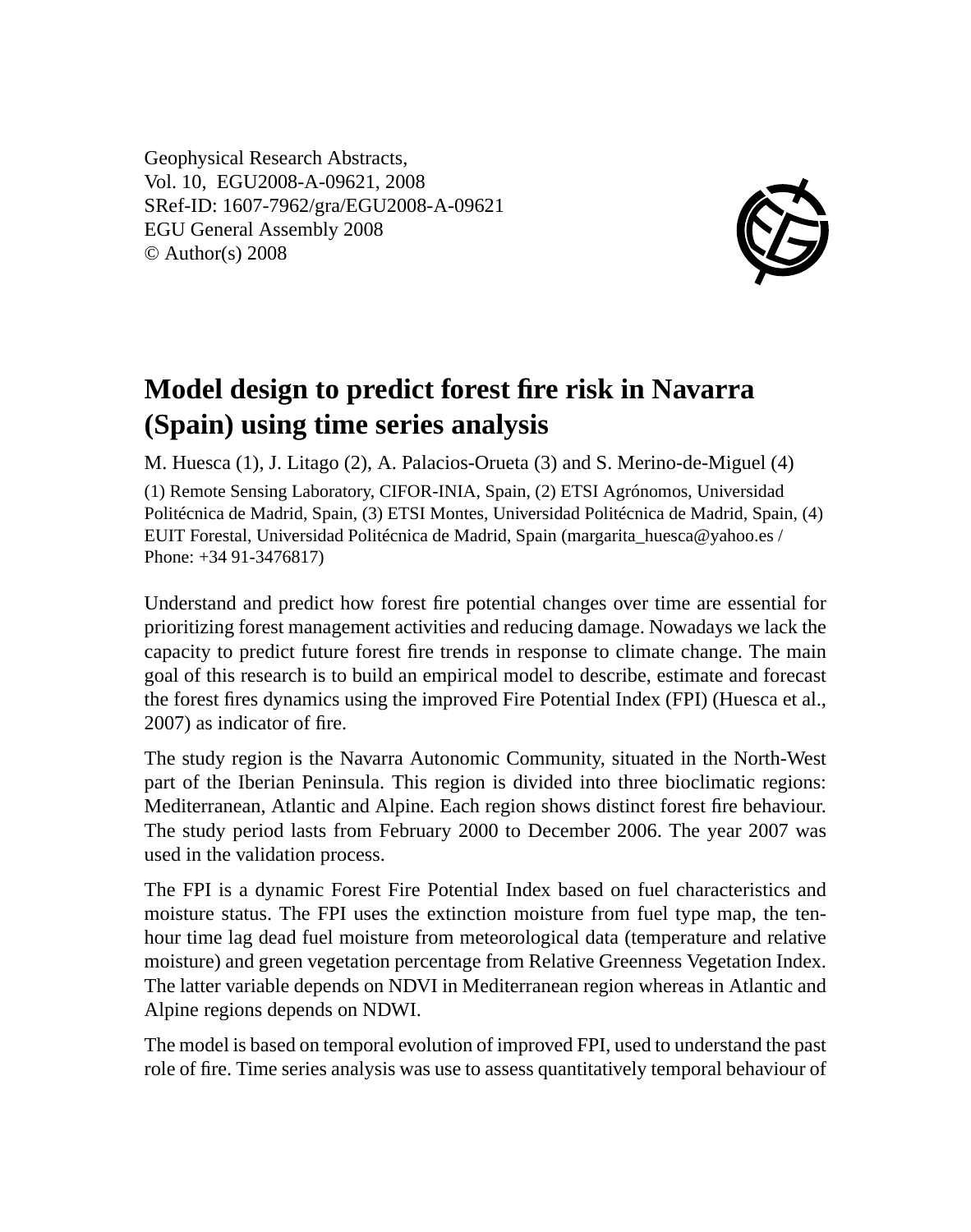Geophysical Research Abstracts,
Vol. 10, EGU2008-A-09621, 2008
SRef-ID: 1607-7962/gra/EGU2008-A-09621
EGU General Assembly 2008
© Author(s) 2008

# Model design to predict forest fire risk in Navarra (Spain) using time series analysis

M. Huesca (1), J. Litago (2), A. Palacios-Orueta (3) and S. Merino-de-Miguel (4)

(1) Remote Sensing Laboratory, CIFOR-INIA, Spain, (2) ETSI Agrónomos, Universidad Politécnica de Madrid, Spain, (3) ETSI Montes, Universidad Politécnica de Madrid, Spain, (4) EUIT Forestal, Universidad Politécnica de Madrid, Spain (margarita_huesca@yahoo.es / Phone: +34 91-3476817)

Understand and predict how forest fire potential changes over time are essential for prioritizing forest management activities and reducing damage. Nowadays we lack the capacity to predict future forest fire trends in response to climate change. The main goal of this research is to build an empirical model to describe, estimate and forecast the forest fires dynamics using the improved Fire Potential Index (FPI) (Huesca et al., 2007) as indicator of fire.

The study region is the Navarra Autonomic Community, situated in the North-West part of the Iberian Peninsula. This region is divided into three bioclimatic regions: Mediterranean, Atlantic and Alpine. Each region shows distinct forest fire behaviour. The study period lasts from February 2000 to December 2006. The year 2007 was used in the validation process.

The FPI is a dynamic Forest Fire Potential Index based on fuel characteristics and moisture status. The FPI uses the extinction moisture from fuel type map, the ten-hour time lag dead fuel moisture from meteorological data (temperature and relative moisture) and green vegetation percentage from Relative Greenness Vegetation Index. The latter variable depends on NDVI in Mediterranean region whereas in Atlantic and Alpine regions depends on NDWI.

The model is based on temporal evolution of improved FPI, used to understand the past role of fire. Time series analysis was use to assess quantitatively temporal behaviour of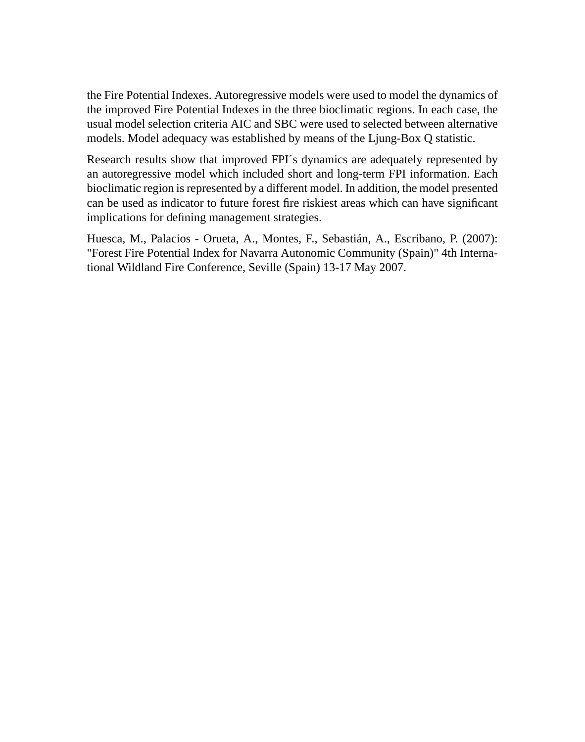the Fire Potential Indexes. Autoregressive models were used to model the dynamics of the improved Fire Potential Indexes in the three bioclimatic regions. In each case, the usual model selection criteria AIC and SBC were used to selected between alternative models. Model adequacy was established by means of the Ljung-Box Q statistic.

Research results show that improved FPI´s dynamics are adequately represented by an autoregressive model which included short and long-term FPI information. Each bioclimatic region is represented by a different model. In addition, the model presented can be used as indicator to future forest fire riskiest areas which can have significant implications for defining management strategies.

Huesca, M., Palacios - Orueta, A., Montes, F., Sebastián, A., Escribano, P. (2007): "Forest Fire Potential Index for Navarra Autonomic Community (Spain)" 4th International Wildland Fire Conference, Seville (Spain) 13-17 May 2007.